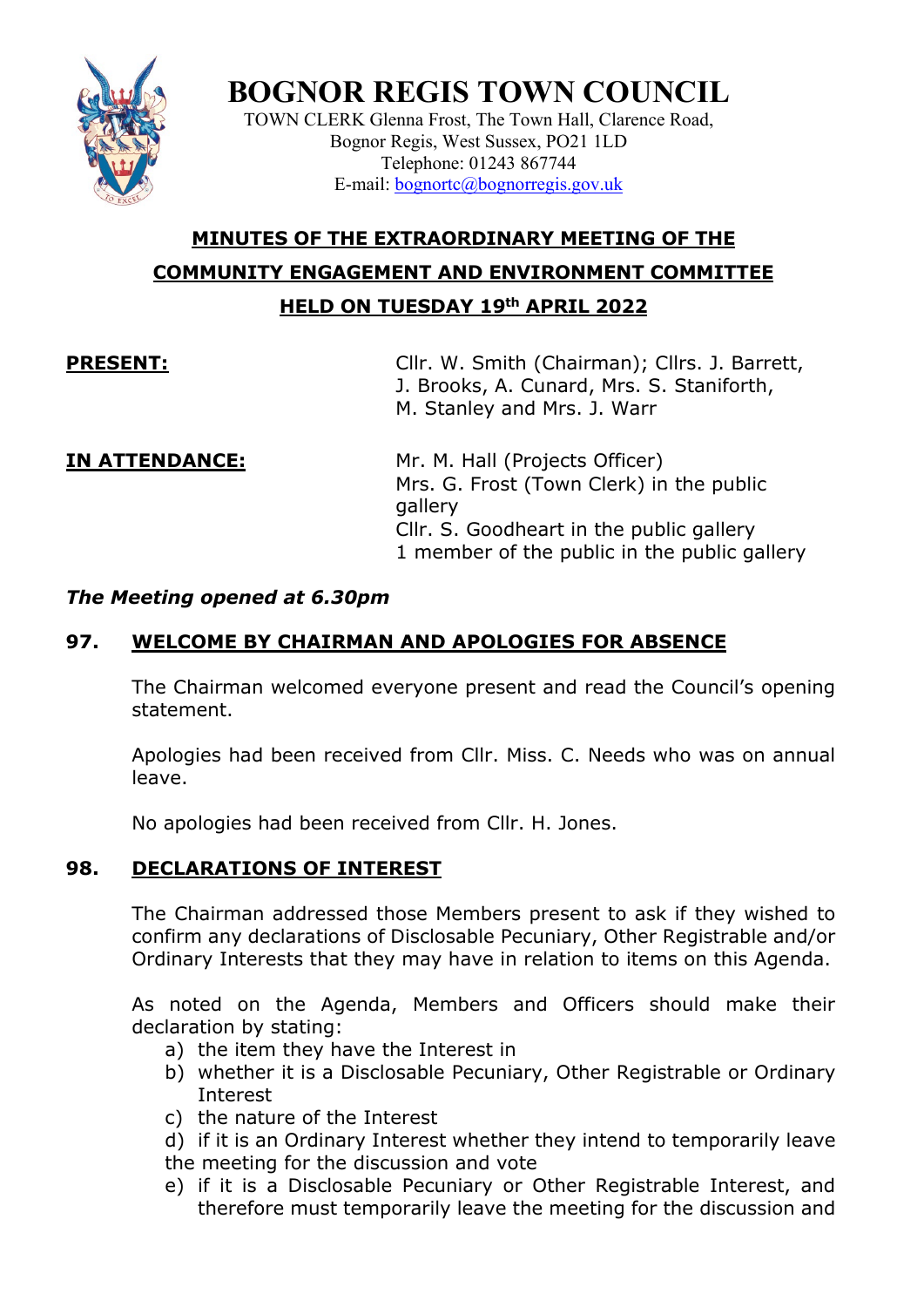# BOGNOR REGIS TOWN COUNCIL

TOWN CLERK Glenna Frost, The Town Hall, Clarence Road,
Bognor Regis, West Sussex, PO21 1LD
Telephone: 01243 867744
E-mail: bognortc@bognorregis.gov.uk

## MINUTES OF THE EXTRAORDINARY MEETING OF THE COMMUNITY ENGAGEMENT AND ENVIRONMENT COMMITTEE HELD ON TUESDAY 19th APRIL 2022

**PRESENT:** Cllr. W. Smith (Chairman); Cllrs. J. Barrett, J. Brooks, A. Cunard, Mrs. S. Staniforth, M. Stanley and Mrs. J. Warr

**IN ATTENDANCE:** Mr. M. Hall (Projects Officer)
Mrs. G. Frost (Town Clerk) in the public gallery
Cllr. S. Goodheart in the public gallery
1 member of the public in the public gallery

***The Meeting opened at 6.30pm***

### 97. WELCOME BY CHAIRMAN AND APOLOGIES FOR ABSENCE

The Chairman welcomed everyone present and read the Council's opening statement.

Apologies had been received from Cllr. Miss. C. Needs who was on annual leave.

No apologies had been received from Cllr. H. Jones.

### 98. DECLARATIONS OF INTEREST

The Chairman addressed those Members present to ask if they wished to confirm any declarations of Disclosable Pecuniary, Other Registrable and/or Ordinary Interests that they may have in relation to items on this Agenda.

As noted on the Agenda, Members and Officers should make their declaration by stating:

a) the item they have the Interest in
b) whether it is a Disclosable Pecuniary, Other Registrable or Ordinary Interest
c) the nature of the Interest
d) if it is an Ordinary Interest whether they intend to temporarily leave the meeting for the discussion and vote
e) if it is a Disclosable Pecuniary or Other Registrable Interest, and therefore must temporarily leave the meeting for the discussion and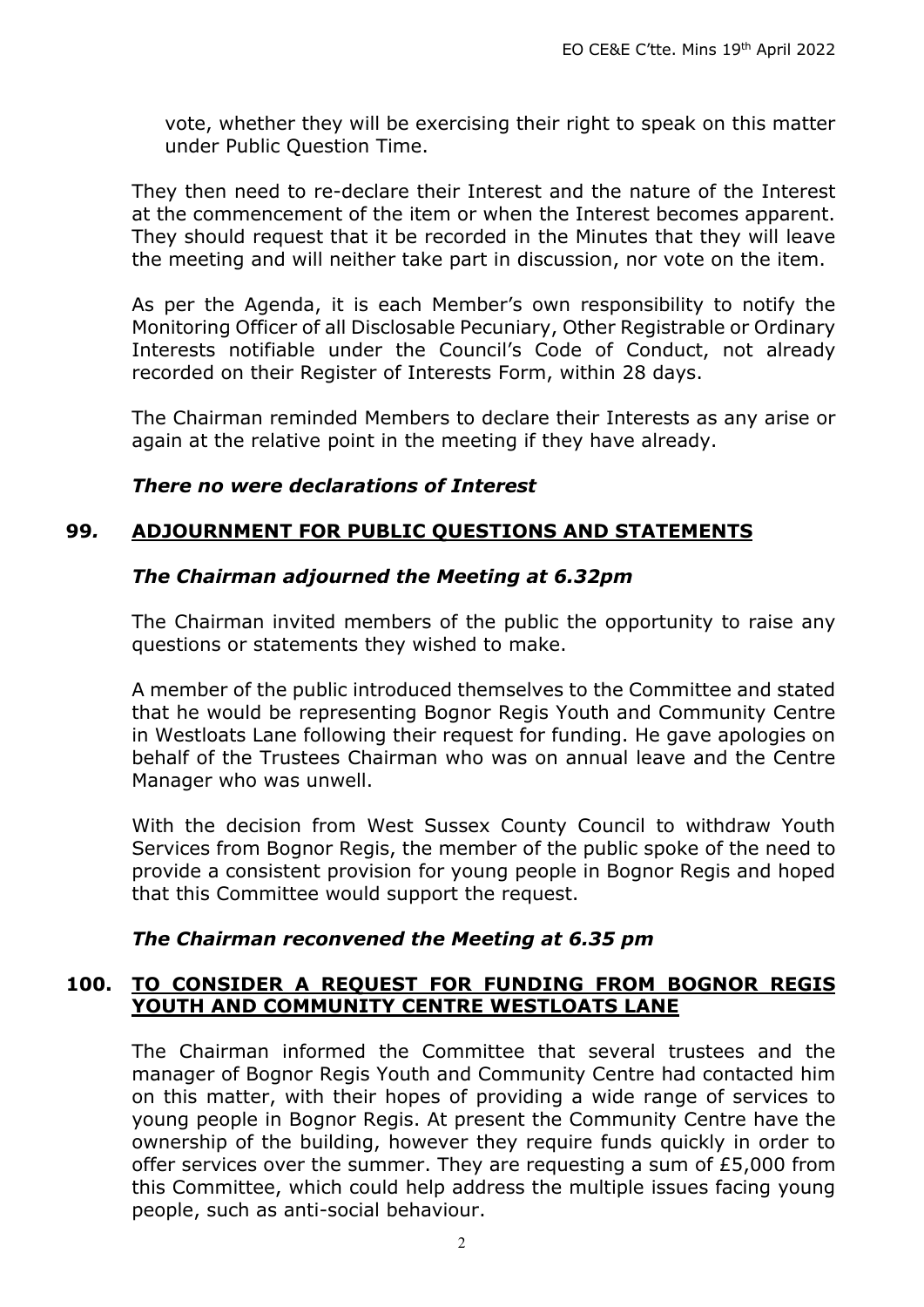vote, whether they will be exercising their right to speak on this matter under Public Question Time.

They then need to re-declare their Interest and the nature of the Interest at the commencement of the item or when the Interest becomes apparent. They should request that it be recorded in the Minutes that they will leave the meeting and will neither take part in discussion, nor vote on the item.

As per the Agenda, it is each Member's own responsibility to notify the Monitoring Officer of all Disclosable Pecuniary, Other Registrable or Ordinary Interests notifiable under the Council's Code of Conduct, not already recorded on their Register of Interests Form, within 28 days.

The Chairman reminded Members to declare their Interests as any arise or again at the relative point in the meeting if they have already.

***There no were declarations of Interest***

## 99. ADJOURNMENT FOR PUBLIC QUESTIONS AND STATEMENTS

***The Chairman adjourned the Meeting at 6.32pm***

The Chairman invited members of the public the opportunity to raise any questions or statements they wished to make.

A member of the public introduced themselves to the Committee and stated that he would be representing Bognor Regis Youth and Community Centre in Westloats Lane following their request for funding. He gave apologies on behalf of the Trustees Chairman who was on annual leave and the Centre Manager who was unwell.

With the decision from West Sussex County Council to withdraw Youth Services from Bognor Regis, the member of the public spoke of the need to provide a consistent provision for young people in Bognor Regis and hoped that this Committee would support the request.

***The Chairman reconvened the Meeting at 6.35 pm***

## 100. TO CONSIDER A REQUEST FOR FUNDING FROM BOGNOR REGIS YOUTH AND COMMUNITY CENTRE WESTLOATS LANE

The Chairman informed the Committee that several trustees and the manager of Bognor Regis Youth and Community Centre had contacted him on this matter, with their hopes of providing a wide range of services to young people in Bognor Regis. At present the Community Centre have the ownership of the building, however they require funds quickly in order to offer services over the summer. They are requesting a sum of £5,000 from this Committee, which could help address the multiple issues facing young people, such as anti-social behaviour.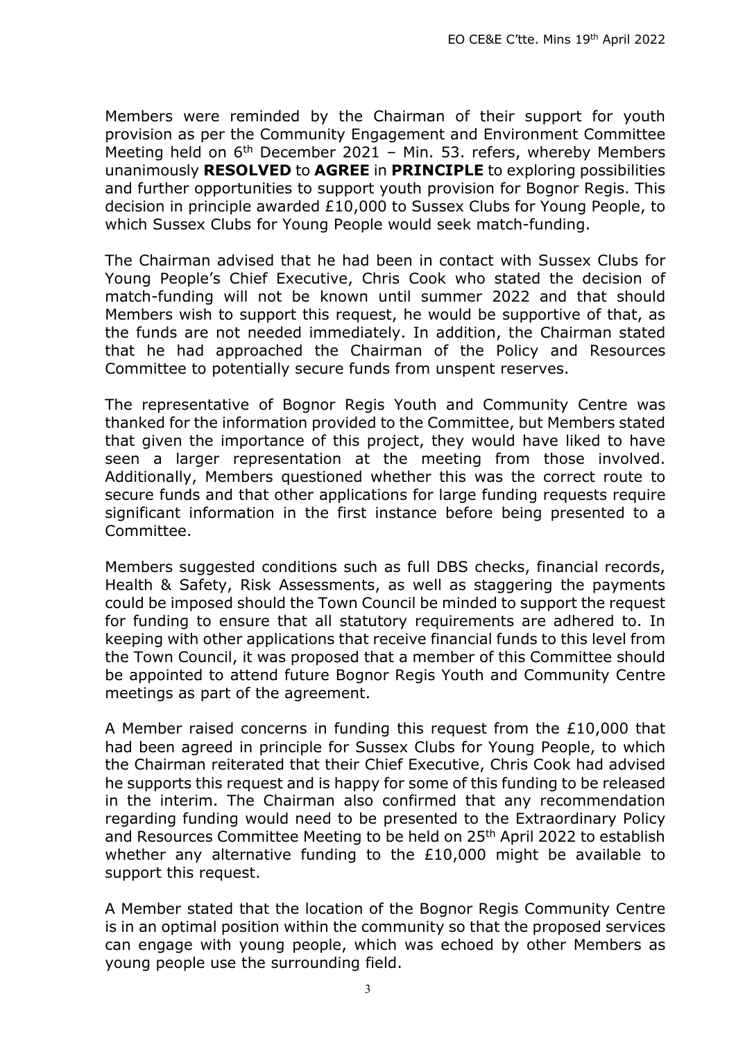Members were reminded by the Chairman of their support for youth provision as per the Community Engagement and Environment Committee Meeting held on 6th December 2021 – Min. 53. refers, whereby Members unanimously **RESOLVED** to **AGREE** in **PRINCIPLE** to exploring possibilities and further opportunities to support youth provision for Bognor Regis. This decision in principle awarded £10,000 to Sussex Clubs for Young People, to which Sussex Clubs for Young People would seek match-funding.

The Chairman advised that he had been in contact with Sussex Clubs for Young People's Chief Executive, Chris Cook who stated the decision of match-funding will not be known until summer 2022 and that should Members wish to support this request, he would be supportive of that, as the funds are not needed immediately. In addition, the Chairman stated that he had approached the Chairman of the Policy and Resources Committee to potentially secure funds from unspent reserves.

The representative of Bognor Regis Youth and Community Centre was thanked for the information provided to the Committee, but Members stated that given the importance of this project, they would have liked to have seen a larger representation at the meeting from those involved. Additionally, Members questioned whether this was the correct route to secure funds and that other applications for large funding requests require significant information in the first instance before being presented to a Committee.

Members suggested conditions such as full DBS checks, financial records, Health & Safety, Risk Assessments, as well as staggering the payments could be imposed should the Town Council be minded to support the request for funding to ensure that all statutory requirements are adhered to. In keeping with other applications that receive financial funds to this level from the Town Council, it was proposed that a member of this Committee should be appointed to attend future Bognor Regis Youth and Community Centre meetings as part of the agreement.

A Member raised concerns in funding this request from the £10,000 that had been agreed in principle for Sussex Clubs for Young People, to which the Chairman reiterated that their Chief Executive, Chris Cook had advised he supports this request and is happy for some of this funding to be released in the interim. The Chairman also confirmed that any recommendation regarding funding would need to be presented to the Extraordinary Policy and Resources Committee Meeting to be held on 25th April 2022 to establish whether any alternative funding to the £10,000 might be available to support this request.

A Member stated that the location of the Bognor Regis Community Centre is in an optimal position within the community so that the proposed services can engage with young people, which was echoed by other Members as young people use the surrounding field.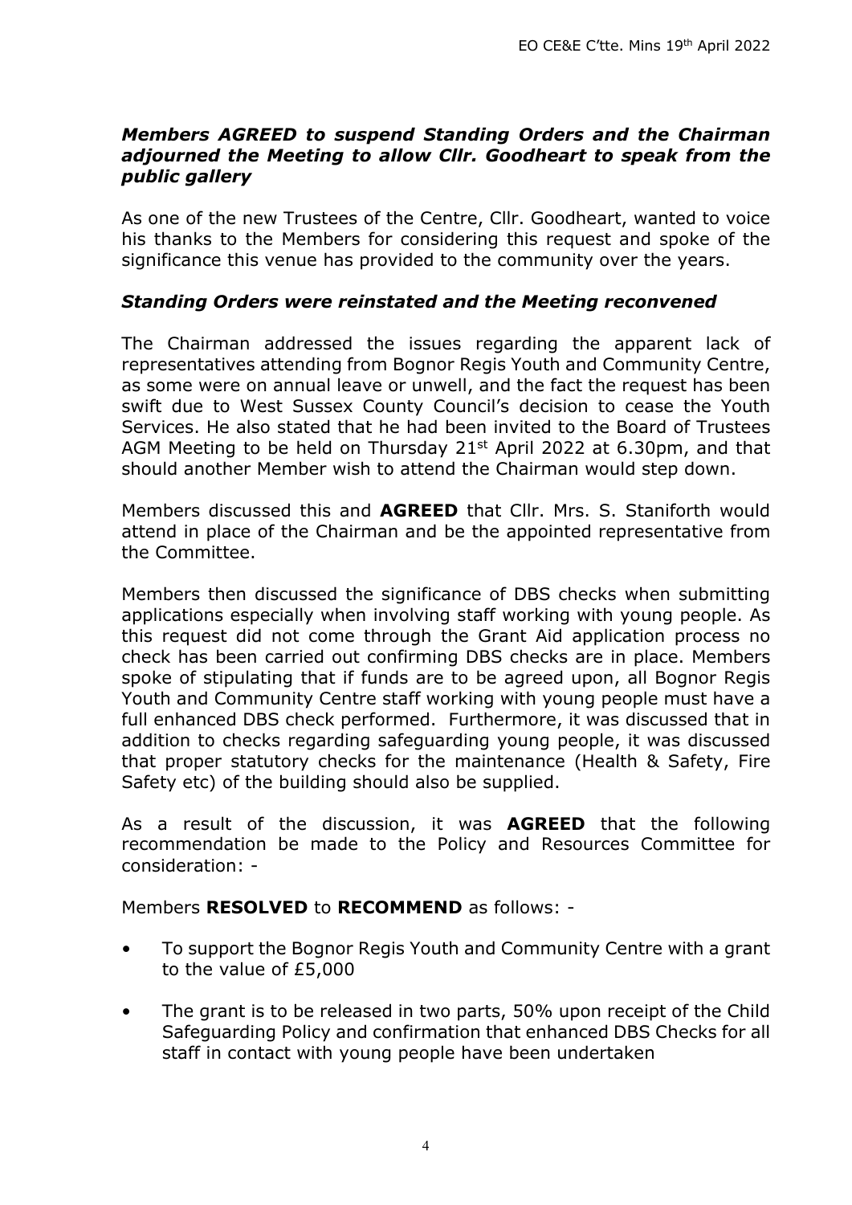***Members AGREED to suspend Standing Orders and the Chairman adjourned the Meeting to allow Cllr. Goodheart to speak from the public gallery***

As one of the new Trustees of the Centre, Cllr. Goodheart, wanted to voice his thanks to the Members for considering this request and spoke of the significance this venue has provided to the community over the years.

***Standing Orders were reinstated and the Meeting reconvened***

The Chairman addressed the issues regarding the apparent lack of representatives attending from Bognor Regis Youth and Community Centre, as some were on annual leave or unwell, and the fact the request has been swift due to West Sussex County Council's decision to cease the Youth Services. He also stated that he had been invited to the Board of Trustees AGM Meeting to be held on Thursday 21st April 2022 at 6.30pm, and that should another Member wish to attend the Chairman would step down.

Members discussed this and **AGREED** that Cllr. Mrs. S. Staniforth would attend in place of the Chairman and be the appointed representative from the Committee.

Members then discussed the significance of DBS checks when submitting applications especially when involving staff working with young people. As this request did not come through the Grant Aid application process no check has been carried out confirming DBS checks are in place. Members spoke of stipulating that if funds are to be agreed upon, all Bognor Regis Youth and Community Centre staff working with young people must have a full enhanced DBS check performed. Furthermore, it was discussed that in addition to checks regarding safeguarding young people, it was discussed that proper statutory checks for the maintenance (Health & Safety, Fire Safety etc) of the building should also be supplied.

As a result of the discussion, it was **AGREED** that the following recommendation be made to the Policy and Resources Committee for consideration: -

Members **RESOLVED** to **RECOMMEND** as follows: -

- To support the Bognor Regis Youth and Community Centre with a grant to the value of £5,000
- The grant is to be released in two parts, 50% upon receipt of the Child Safeguarding Policy and confirmation that enhanced DBS Checks for all staff in contact with young people have been undertaken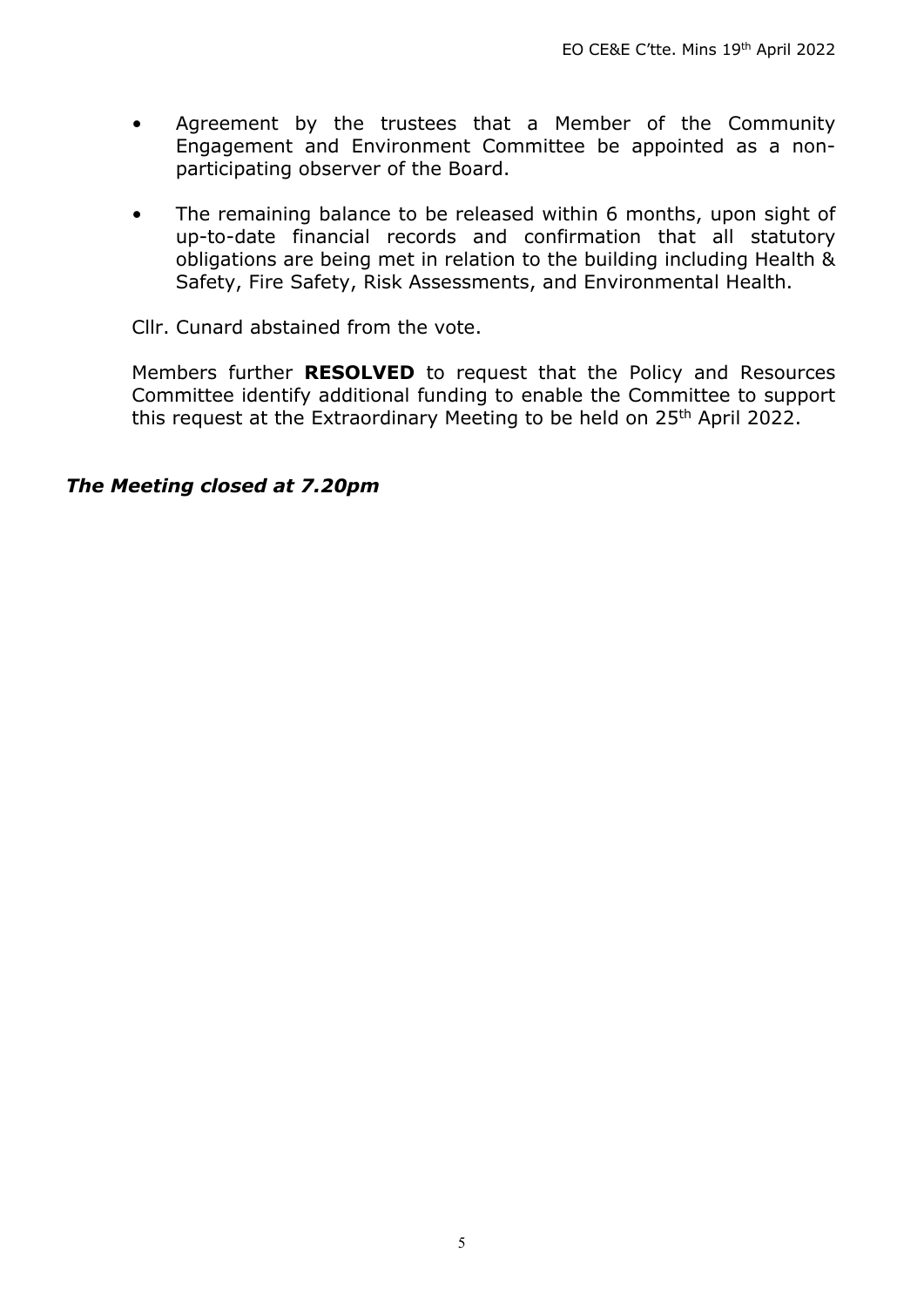- Agreement by the trustees that a Member of the Community Engagement and Environment Committee be appointed as a non-participating observer of the Board.
- The remaining balance to be released within 6 months, upon sight of up-to-date financial records and confirmation that all statutory obligations are being met in relation to the building including Health & Safety, Fire Safety, Risk Assessments, and Environmental Health.

Cllr. Cunard abstained from the vote.

Members further **RESOLVED** to request that the Policy and Resources Committee identify additional funding to enable the Committee to support this request at the Extraordinary Meeting to be held on 25th April 2022.

***The Meeting closed at 7.20pm***